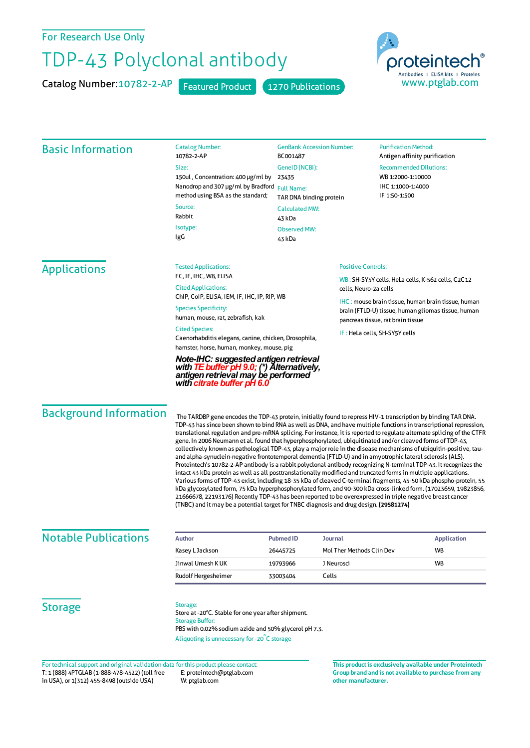For Research Use Only

# TDP-43 Polyclonal antibody

**Catalog Number:** 10782-2-AP | Featured Product | 1270 Publications

proteintech® — Antibodies | ELISA kits | Proteins — www.ptglab.com

## Basic Information

**Catalog Number:**
10782-2-AP

**Size:**
150ul , Concentration: 400 μg/ml by Nanodrop and 307 μg/ml by Bradford method using BSA as the standard;

**Source:**
Rabbit

**Isotype:**
IgG

**GenBank Accession Number:**
BC001487

**GeneID (NCBI):**
23435

**Full Name:**
TAR DNA binding protein

**Calculated MW:**
43 kDa

**Observed MW:**
43 kDa

**Purification Method:**
Antigen affinity purification

**Recommended Dilutions:**
WB 1:2000-1:10000
IHC 1:1000-1:4000
IF 1:50-1:500

## Applications

**Tested Applications:**
FC, IF, IHC, WB, ELISA

**Cited Applications:**
ChIP, CoIP, ELISA, IEM, IF, IHC, IP, RIP, WB

**Species Specificity:**
human, mouse, rat, zebrafish, kak

**Cited Species:**
Caenorhabditis elegans, canine, chicken, Drosophila, hamster, horse, human, monkey, mouse, pig

***Note-IHC: suggested antigen retrieval with TE buffer pH 9.0; (\*) Alternatively, antigen retrieval may be performed with citrate buffer pH 6.0***

**Positive Controls:**

WB : SH-SY5Y cells, HeLa cells, K-562 cells, C2C12 cells, Neuro-2a cells

IHC : mouse brain tissue, human brain tissue, human brain (FTLD-U) tissue, human gliomas tissue, human pancreas tissue, rat brain tissue

IF : HeLa cells, SH-SY5Y cells

## Background Information

The TARDBP gene encodes the TDP-43 protein, initially found to repress HIV-1 transcription by binding TAR DNA. TDP-43 has since been shown to bind RNA as well as DNA, and have multiple functions in transcriptional repression, translational regulation and pre-mRNA splicing. For instance, it is reported to regulate alternate splicing of the CFTR gene. In 2006 Neumann et al. found that hyperphosphorylated, ubiquitinated and/or cleaved forms of TDP-43, collectively known as pathological TDP-43, play a major role in the disease mechanisms of ubiquitin-positive, tau- and alpha-synuclein-negative frontotemporal dementia (FTLD-U) and in amyotrophic lateral sclerosis (ALS). Proteintech's 10782-2-AP antibody is a rabbit polyclonal antibody recognizing N-terminal TDP-43. It recognizes the intact 43 kDa protein as well as all posttranslationally modified and truncated forms in multiple applications. Various forms of TDP-43 exist, including 18-35 kDa of cleaved C-terminal fragments, 45-50 kDa phospho-protein, 55 kDa glycosylated form, 75 kDa hyperphosphorylated form, and 90-300 kDa cross-linked form. (17023659, 19823856, 21666678, 22193176) Recently TDP-43 has been reported to be overexpressed in triple negative breast cancer (TNBC) and it may be a potential target for TNBC diagnosis and drug design. **(29581274)**

## Notable Publications

| Author | Pubmed ID | Journal | Application |
|---|---|---|---|
| Kasey L Jackson | 26445725 | Mol Ther Methods Clin Dev | WB |
| Jinwal Umesh K UK | 19793966 | J Neurosci | WB |
| Rudolf Hergesheimer | 33003404 | Cells | |

## Storage

**Storage:**
Store at -20°C. Stable for one year after shipment.

**Storage Buffer:**
PBS with 0.02% sodium azide and 50% glycerol pH 7.3.

Aliquoting is unnecessary for -20°C storage

For technical support and original validation data for this product please contact:
T: 1 (888) 4PTGLAB (1-888-478-4522) (toll free in USA), or 1(312) 455-8498 (outside USA)
E: proteintech@ptglab.com
W: ptglab.com

**This product is exclusively available under Proteintech Group brand and is not available to purchase from any other manufacturer.**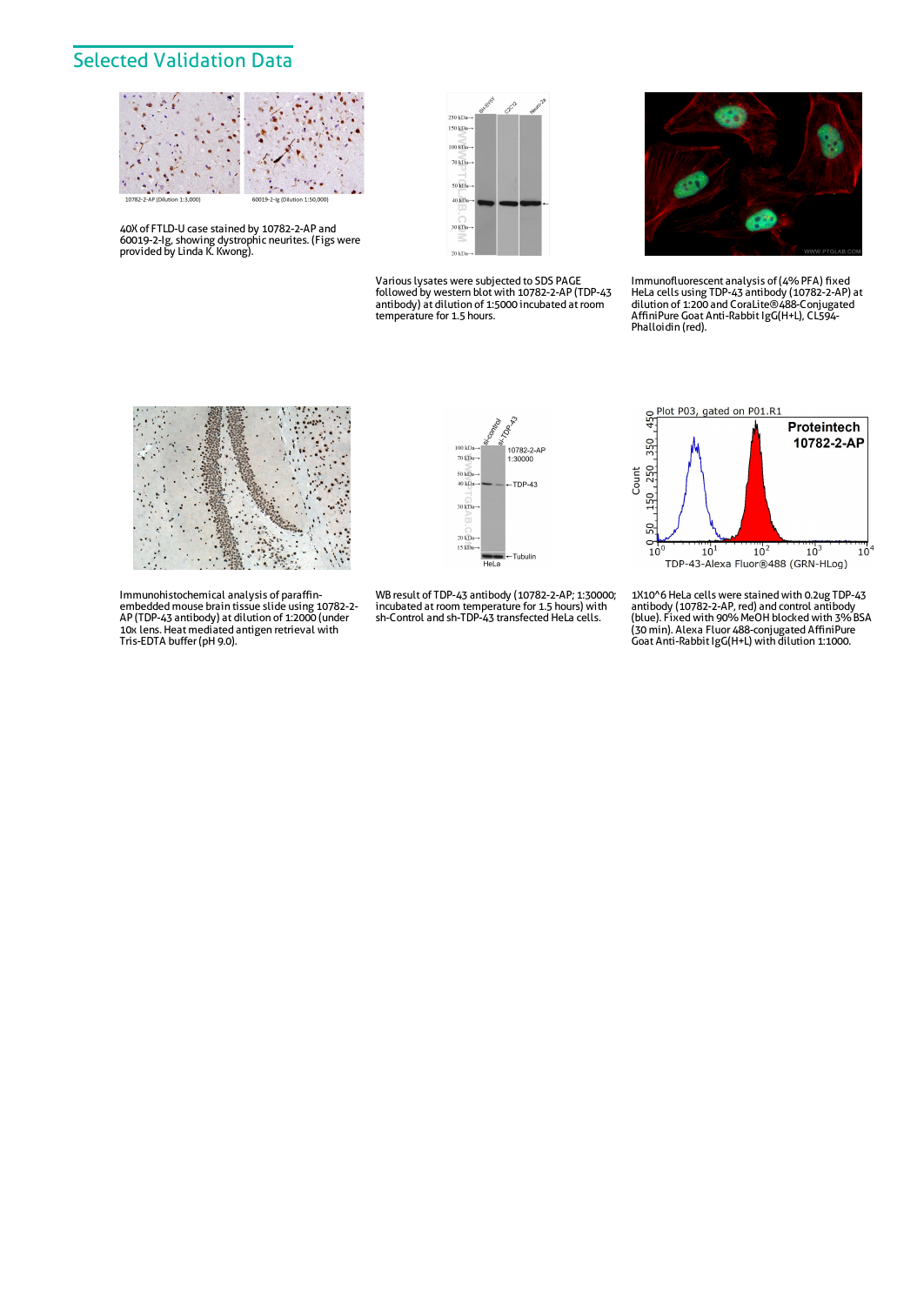## Selected Validation Data

10782-2-AP (Dilution 1:3,000)

60019-2-Ig (Dilution 1:50,000)

40X of FTLD-U case stained by 10782-2-AP and 60019-2-Ig, showing dystrophic neurites. (Figs were provided by Linda K. Kwong).

SH-SY5Y
C2C12
Neuro-2a
250 kDa→
150 kDa→
100 kDa→
70 kDa→
50 kDa→
40 kDa→
30 kDa→
20 kDa→

Various lysates were subjected to SDS PAGE followed by western blot with 10782-2-AP (TDP-43 antibody) at dilution of 1:5000 incubated at room temperature for 1.5 hours.

Immunofluorescent analysis of (4% PFA) fixed HeLa cells using TDP-43 antibody (10782-2-AP) at dilution of 1:200 and CoraLite®488-Conjugated AffiniPure Goat Anti-Rabbit IgG(H+L), CL594-Phalloidin (red).

Immunohistochemical analysis of paraffin-embedded mouse brain tissue slide using 10782-2-AP (TDP-43 antibody) at dilution of 1:2000 (under 10x lens. Heat mediated antigen retrieval with Tris-EDTA buffer (pH 9.0).

si-control
si-TDP-43
10782-2-AP
1:30000
100 kDa→
70 kDa→
50 kDa→
40 kDa→
30 kDa→
20 kDa→
15 kDa→
←TDP-43
←Tubulin
HeLa

WB result of TDP-43 antibody (10782-2-AP; 1:30000; incubated at room temperature for 1.5 hours) with sh-Control and sh-TDP-43 transfected HeLa cells.

Plot P03, gated on P01.R1
Proteintech
10782-2-AP
Count
0
50
150
250
350
450
$10^0$
$10^1$
$10^2$
$10^3$
$10^4$
TDP-43-Alexa Fluor®488 (GRN-HLog)

1X10^6 HeLa cells were stained with 0.2ug TDP-43 antibody (10782-2-AP, red) and control antibody (blue). Fixed with 90% MeOH blocked with 3% BSA (30 min). Alexa Fluor 488-conjugated AffiniPure Goat Anti-Rabbit IgG(H+L) with dilution 1:1000.